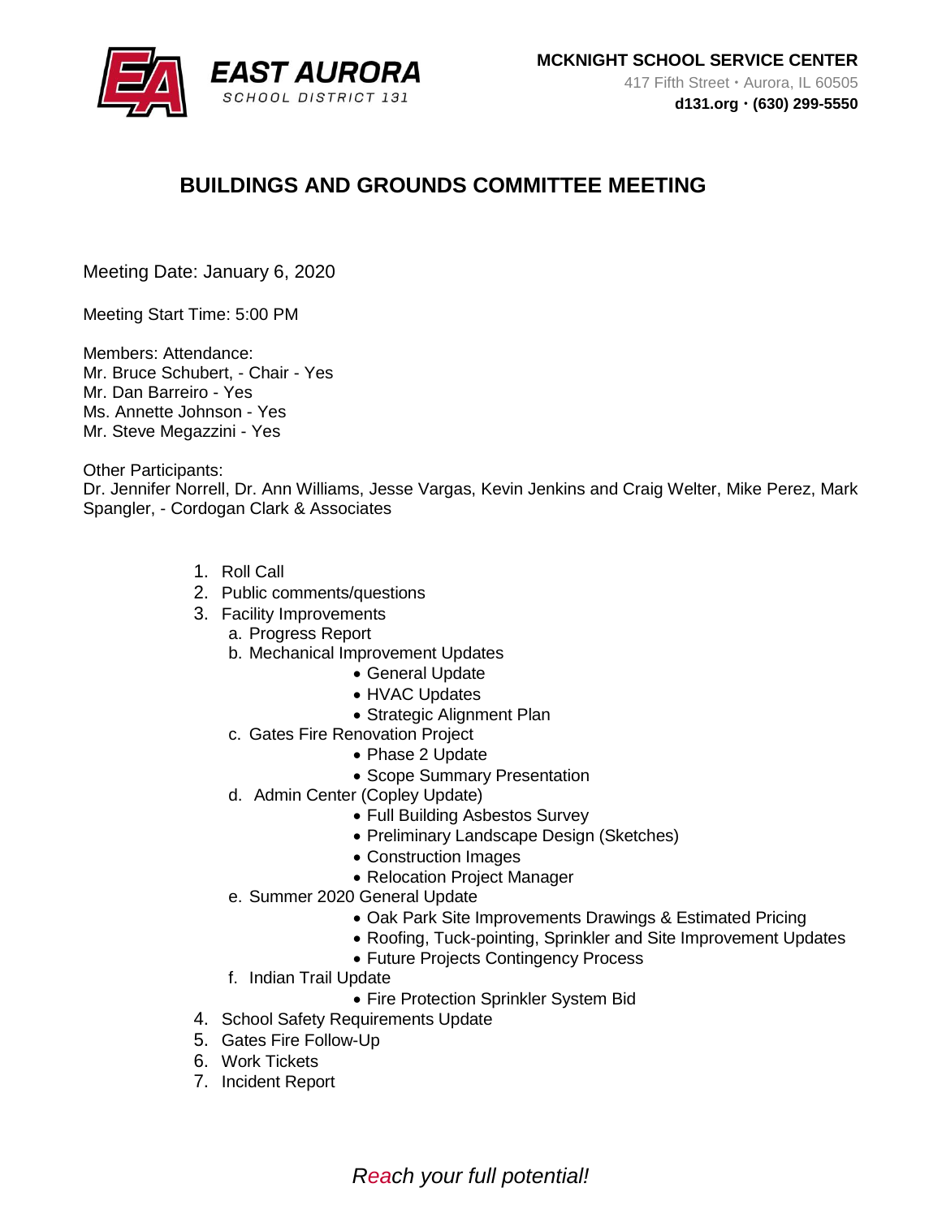**EAST AURORA**
SCHOOL DISTRICT 131

**MCKNIGHT SCHOOL SERVICE CENTER**
417 Fifth Street • Aurora, IL 60505
**d131.org • (630) 299-5550**

# BUILDINGS AND GROUNDS COMMITTEE MEETING

Meeting Date: January 6, 2020

Meeting Start Time: 5:00 PM

Members: Attendance:
Mr. Bruce Schubert, - Chair - Yes
Mr. Dan Barreiro - Yes
Ms. Annette Johnson - Yes
Mr. Steve Megazzini - Yes

Other Participants:
Dr. Jennifer Norrell, Dr. Ann Williams, Jesse Vargas, Kevin Jenkins and Craig Welter, Mike Perez, Mark Spangler, - Cordogan Clark & Associates

1. Roll Call
2. Public comments/questions
3. Facility Improvements
   a. Progress Report
   b. Mechanical Improvement Updates
      - General Update
      - HVAC Updates
      - Strategic Alignment Plan
   c. Gates Fire Renovation Project
      - Phase 2 Update
      - Scope Summary Presentation
   d. Admin Center (Copley Update)
      - Full Building Asbestos Survey
      - Preliminary Landscape Design (Sketches)
      - Construction Images
      - Relocation Project Manager
   e. Summer 2020 General Update
      - Oak Park Site Improvements Drawings & Estimated Pricing
      - Roofing, Tuck-pointing, Sprinkler and Site Improvement Updates
      - Future Projects Contingency Process
   f. Indian Trail Update
      - Fire Protection Sprinkler System Bid
4. School Safety Requirements Update
5. Gates Fire Follow-Up
6. Work Tickets
7. Incident Report

*Reach your full potential!*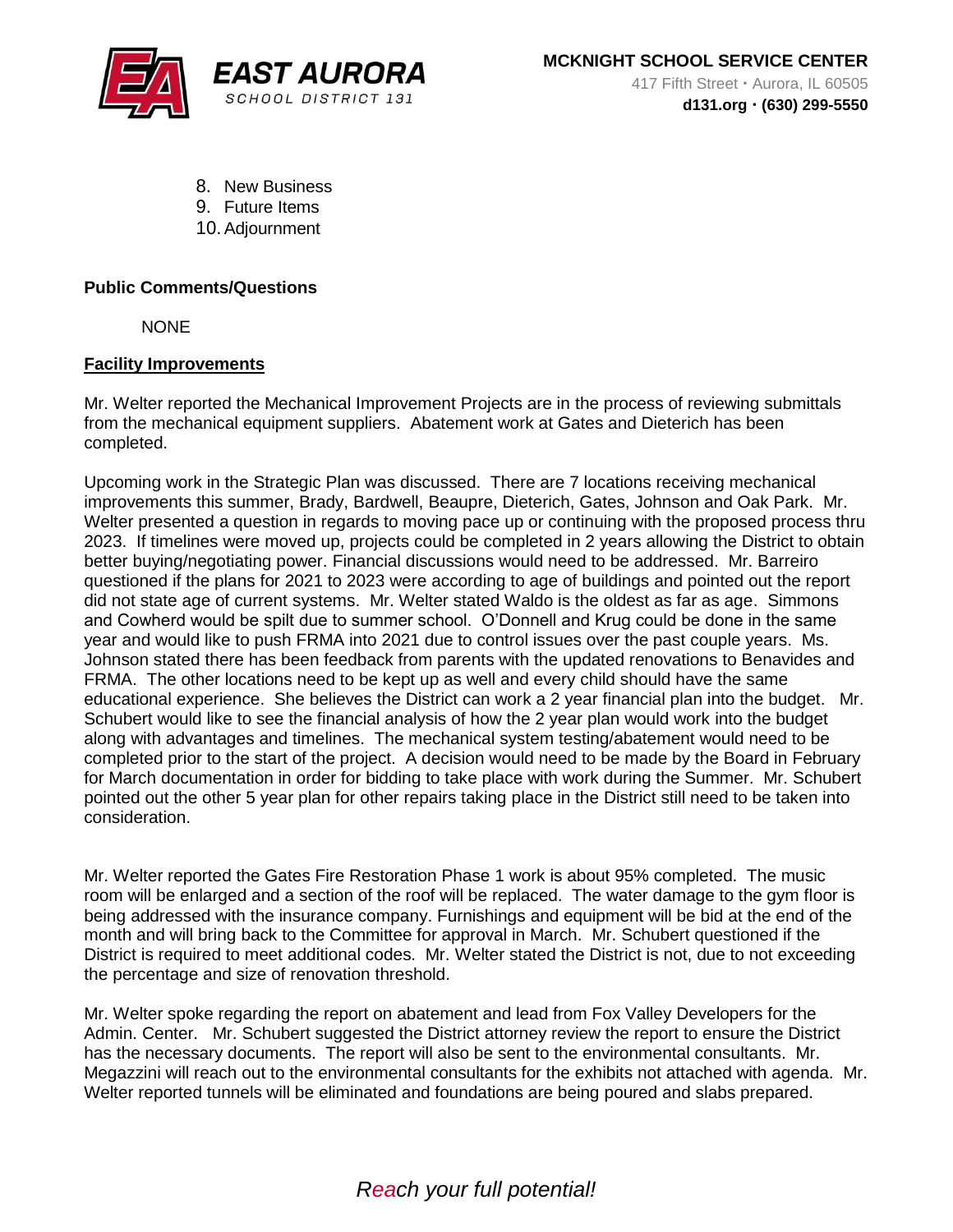8. New Business
9. Future Items
10. Adjournment

**Public Comments/Questions**

NONE

**Facility Improvements**

Mr. Welter reported the Mechanical Improvement Projects are in the process of reviewing submittals from the mechanical equipment suppliers. Abatement work at Gates and Dieterich has been completed.

Upcoming work in the Strategic Plan was discussed. There are 7 locations receiving mechanical improvements this summer, Brady, Bardwell, Beaupre, Dieterich, Gates, Johnson and Oak Park. Mr. Welter presented a question in regards to moving pace up or continuing with the proposed process thru 2023. If timelines were moved up, projects could be completed in 2 years allowing the District to obtain better buying/negotiating power. Financial discussions would need to be addressed. Mr. Barreiro questioned if the plans for 2021 to 2023 were according to age of buildings and pointed out the report did not state age of current systems. Mr. Welter stated Waldo is the oldest as far as age. Simmons and Cowherd would be spilt due to summer school. O'Donnell and Krug could be done in the same year and would like to push FRMA into 2021 due to control issues over the past couple years. Ms. Johnson stated there has been feedback from parents with the updated renovations to Benavides and FRMA. The other locations need to be kept up as well and every child should have the same educational experience. She believes the District can work a 2 year financial plan into the budget. Mr. Schubert would like to see the financial analysis of how the 2 year plan would work into the budget along with advantages and timelines. The mechanical system testing/abatement would need to be completed prior to the start of the project. A decision would need to be made by the Board in February for March documentation in order for bidding to take place with work during the Summer. Mr. Schubert pointed out the other 5 year plan for other repairs taking place in the District still need to be taken into consideration.

Mr. Welter reported the Gates Fire Restoration Phase 1 work is about 95% completed. The music room will be enlarged and a section of the roof will be replaced. The water damage to the gym floor is being addressed with the insurance company. Furnishings and equipment will be bid at the end of the month and will bring back to the Committee for approval in March. Mr. Schubert questioned if the District is required to meet additional codes. Mr. Welter stated the District is not, due to not exceeding the percentage and size of renovation threshold.

Mr. Welter spoke regarding the report on abatement and lead from Fox Valley Developers for the Admin. Center. Mr. Schubert suggested the District attorney review the report to ensure the District has the necessary documents. The report will also be sent to the environmental consultants. Mr. Megazzini will reach out to the environmental consultants for the exhibits not attached with agenda. Mr. Welter reported tunnels will be eliminated and foundations are being poured and slabs prepared.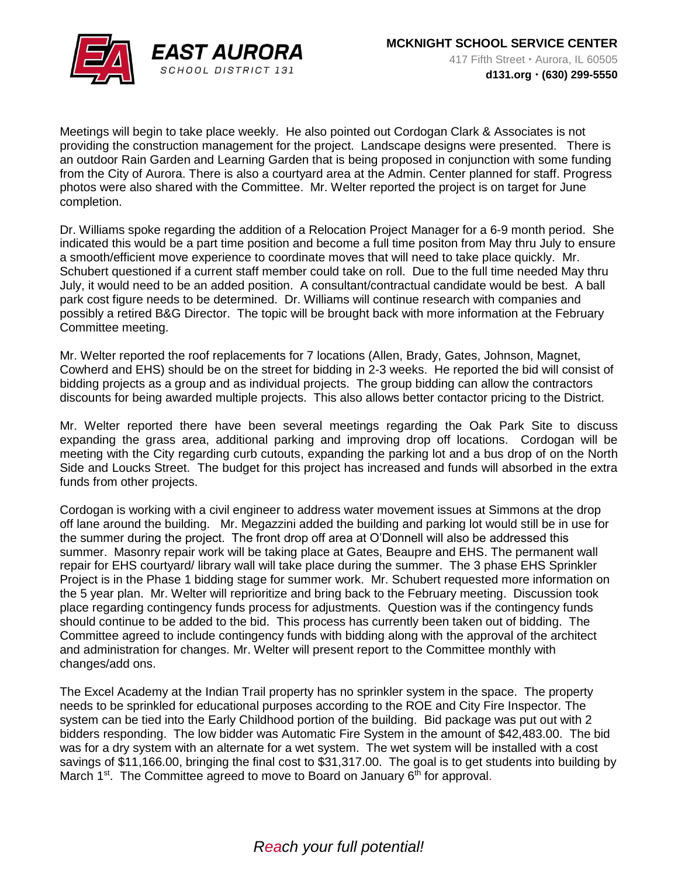Meetings will begin to take place weekly. He also pointed out Cordogan Clark & Associates is not providing the construction management for the project. Landscape designs were presented. There is an outdoor Rain Garden and Learning Garden that is being proposed in conjunction with some funding from the City of Aurora. There is also a courtyard area at the Admin. Center planned for staff. Progress photos were also shared with the Committee. Mr. Welter reported the project is on target for June completion.

Dr. Williams spoke regarding the addition of a Relocation Project Manager for a 6-9 month period. She indicated this would be a part time position and become a full time positon from May thru July to ensure a smooth/efficient move experience to coordinate moves that will need to take place quickly. Mr. Schubert questioned if a current staff member could take on roll. Due to the full time needed May thru July, it would need to be an added position. A consultant/contractual candidate would be best. A ball park cost figure needs to be determined. Dr. Williams will continue research with companies and possibly a retired B&G Director. The topic will be brought back with more information at the February Committee meeting.

Mr. Welter reported the roof replacements for 7 locations (Allen, Brady, Gates, Johnson, Magnet, Cowherd and EHS) should be on the street for bidding in 2-3 weeks. He reported the bid will consist of bidding projects as a group and as individual projects. The group bidding can allow the contractors discounts for being awarded multiple projects. This also allows better contactor pricing to the District.

Mr. Welter reported there have been several meetings regarding the Oak Park Site to discuss expanding the grass area, additional parking and improving drop off locations. Cordogan will be meeting with the City regarding curb cutouts, expanding the parking lot and a bus drop of on the North Side and Loucks Street. The budget for this project has increased and funds will absorbed in the extra funds from other projects.

Cordogan is working with a civil engineer to address water movement issues at Simmons at the drop off lane around the building. Mr. Megazzini added the building and parking lot would still be in use for the summer during the project. The front drop off area at O'Donnell will also be addressed this summer. Masonry repair work will be taking place at Gates, Beaupre and EHS. The permanent wall repair for EHS courtyard/ library wall will take place during the summer. The 3 phase EHS Sprinkler Project is in the Phase 1 bidding stage for summer work. Mr. Schubert requested more information on the 5 year plan. Mr. Welter will reprioritize and bring back to the February meeting. Discussion took place regarding contingency funds process for adjustments. Question was if the contingency funds should continue to be added to the bid. This process has currently been taken out of bidding. The Committee agreed to include contingency funds with bidding along with the approval of the architect and administration for changes. Mr. Welter will present report to the Committee monthly with changes/add ons.

The Excel Academy at the Indian Trail property has no sprinkler system in the space. The property needs to be sprinkled for educational purposes according to the ROE and City Fire Inspector. The system can be tied into the Early Childhood portion of the building. Bid package was put out with 2 bidders responding. The low bidder was Automatic Fire System in the amount of $42,483.00. The bid was for a dry system with an alternate for a wet system. The wet system will be installed with a cost savings of $11,166.00, bringing the final cost to $31,317.00. The goal is to get students into building by March 1st. The Committee agreed to move to Board on January 6th for approval.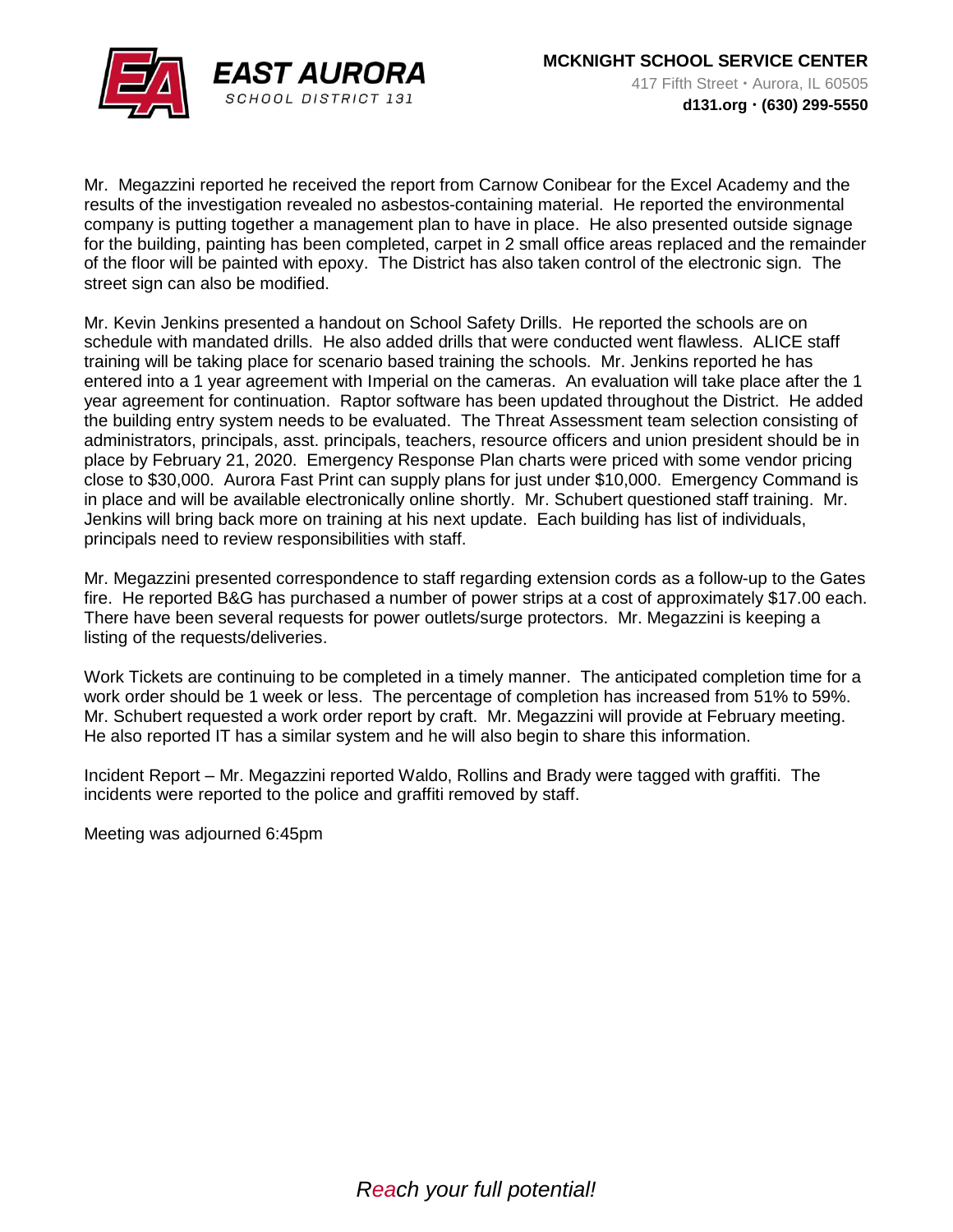Mr. Megazzini reported he received the report from Carnow Conibear for the Excel Academy and the results of the investigation revealed no asbestos-containing material. He reported the environmental company is putting together a management plan to have in place. He also presented outside signage for the building, painting has been completed, carpet in 2 small office areas replaced and the remainder of the floor will be painted with epoxy. The District has also taken control of the electronic sign. The street sign can also be modified.

Mr. Kevin Jenkins presented a handout on School Safety Drills. He reported the schools are on schedule with mandated drills. He also added drills that were conducted went flawless. ALICE staff training will be taking place for scenario based training the schools. Mr. Jenkins reported he has entered into a 1 year agreement with Imperial on the cameras. An evaluation will take place after the 1 year agreement for continuation. Raptor software has been updated throughout the District. He added the building entry system needs to be evaluated. The Threat Assessment team selection consisting of administrators, principals, asst. principals, teachers, resource officers and union president should be in place by February 21, 2020. Emergency Response Plan charts were priced with some vendor pricing close to $30,000. Aurora Fast Print can supply plans for just under $10,000. Emergency Command is in place and will be available electronically online shortly. Mr. Schubert questioned staff training. Mr. Jenkins will bring back more on training at his next update. Each building has list of individuals, principals need to review responsibilities with staff.

Mr. Megazzini presented correspondence to staff regarding extension cords as a follow-up to the Gates fire. He reported B&G has purchased a number of power strips at a cost of approximately $17.00 each. There have been several requests for power outlets/surge protectors. Mr. Megazzini is keeping a listing of the requests/deliveries.

Work Tickets are continuing to be completed in a timely manner. The anticipated completion time for a work order should be 1 week or less. The percentage of completion has increased from 51% to 59%. Mr. Schubert requested a work order report by craft. Mr. Megazzini will provide at February meeting. He also reported IT has a similar system and he will also begin to share this information.

Incident Report – Mr. Megazzini reported Waldo, Rollins and Brady were tagged with graffiti. The incidents were reported to the police and graffiti removed by staff.

Meeting was adjourned 6:45pm